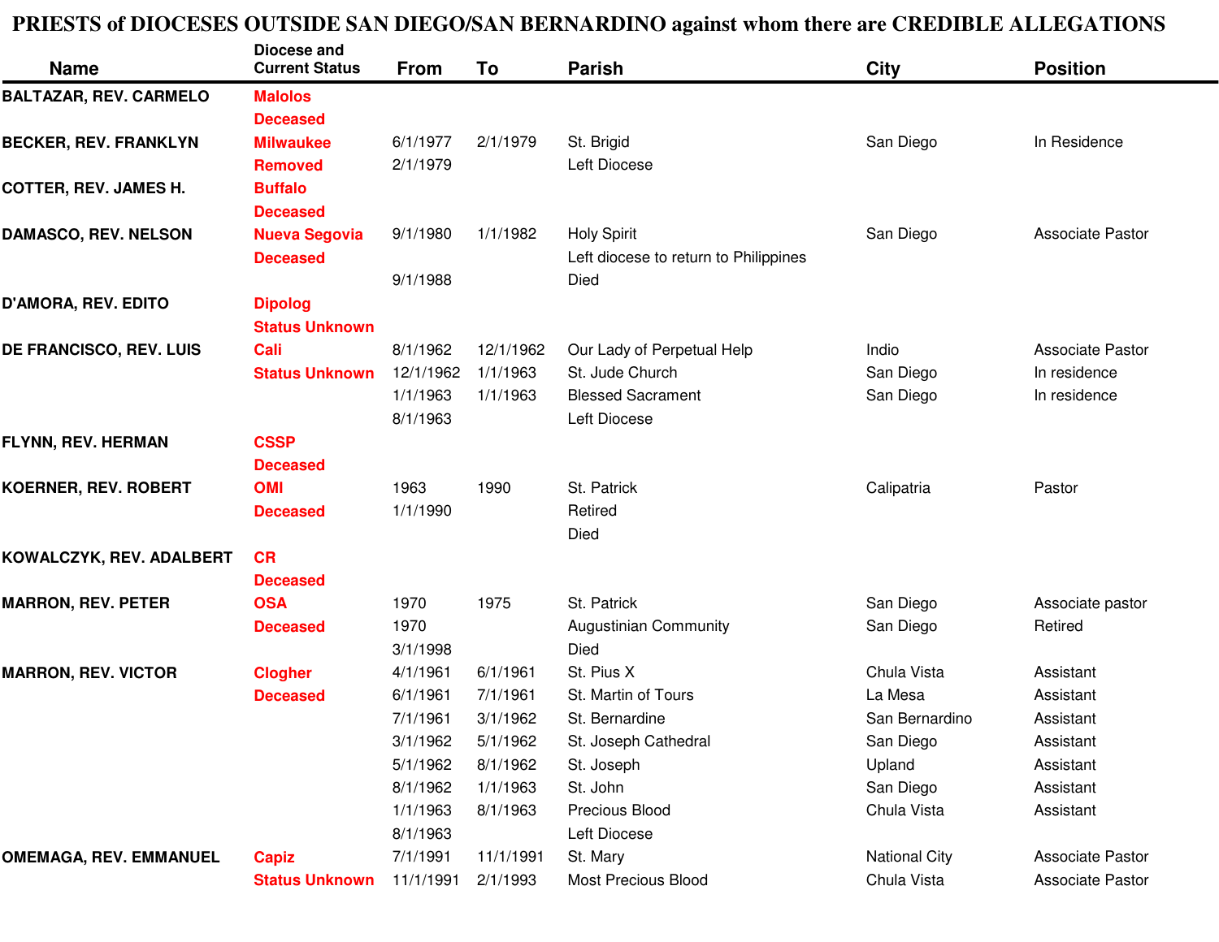# PRIESTS of DIOCESES OUTSIDE SAN DIEGO/SAN BERNARDINO against whom there are CREDIBLE ALLEGATIONS

| Name | Diocese and Current Status | From | To | Parish | City | Position |
|---|---|---|---|---|---|---|
| **BALTAZAR, REV. CARMELO** | **Malolos** | | | | | |
| | **Deceased** | | | | | |
| **BECKER, REV. FRANKLYN** | **Milwaukee** | 6/1/1977 | 2/1/1979 | St. Brigid | San Diego | In Residence |
| | **Removed** | 2/1/1979 | | Left Diocese | | |
| **COTTER, REV. JAMES H.** | **Buffalo** | | | | | |
| | **Deceased** | | | | | |
| **DAMASCO, REV. NELSON** | **Nueva Segovia** | 9/1/1980 | 1/1/1982 | Holy Spirit | San Diego | Associate Pastor |
| | **Deceased** | | | Left diocese to return to Philippines | | |
| | | 9/1/1988 | | Died | | |
| **D'AMORA, REV. EDITO** | **Dipolog** | | | | | |
| | **Status Unknown** | | | | | |
| **DE FRANCISCO, REV. LUIS** | **Cali** | 8/1/1962 | 12/1/1962 | Our Lady of Perpetual Help | Indio | Associate Pastor |
| | **Status Unknown** | 12/1/1962 | 1/1/1963 | St. Jude Church | San Diego | In residence |
| | | 1/1/1963 | 1/1/1963 | Blessed Sacrament | San Diego | In residence |
| | | 8/1/1963 | | Left Diocese | | |
| **FLYNN, REV. HERMAN** | **CSSP** | | | | | |
| | **Deceased** | | | | | |
| **KOERNER, REV. ROBERT** | **OMI** | 1963 | 1990 | St. Patrick | Calipatria | Pastor |
| | **Deceased** | 1/1/1990 | | Retired | | |
| | | | | Died | | |
| **KOWALCZYK, REV. ADALBERT** | **CR** | | | | | |
| | **Deceased** | | | | | |
| **MARRON, REV. PETER** | **OSA** | 1970 | 1975 | St. Patrick | San Diego | Associate pastor |
| | **Deceased** | 1970 | | Augustinian Community | San Diego | Retired |
| | | 3/1/1998 | | Died | | |
| **MARRON, REV. VICTOR** | **Clogher** | 4/1/1961 | 6/1/1961 | St. Pius X | Chula Vista | Assistant |
| | **Deceased** | 6/1/1961 | 7/1/1961 | St. Martin of Tours | La Mesa | Assistant |
| | | 7/1/1961 | 3/1/1962 | St. Bernardine | San Bernardino | Assistant |
| | | 3/1/1962 | 5/1/1962 | St. Joseph Cathedral | San Diego | Assistant |
| | | 5/1/1962 | 8/1/1962 | St. Joseph | Upland | Assistant |
| | | 8/1/1962 | 1/1/1963 | St. John | San Diego | Assistant |
| | | 1/1/1963 | 8/1/1963 | Precious Blood | Chula Vista | Assistant |
| | | 8/1/1963 | | Left Diocese | | |
| **OMEMAGA, REV. EMMANUEL** | **Capiz** | 7/1/1991 | 11/1/1991 | St. Mary | National City | Associate Pastor |
| | **Status Unknown** | 11/1/1991 | 2/1/1993 | Most Precious Blood | Chula Vista | Associate Pastor |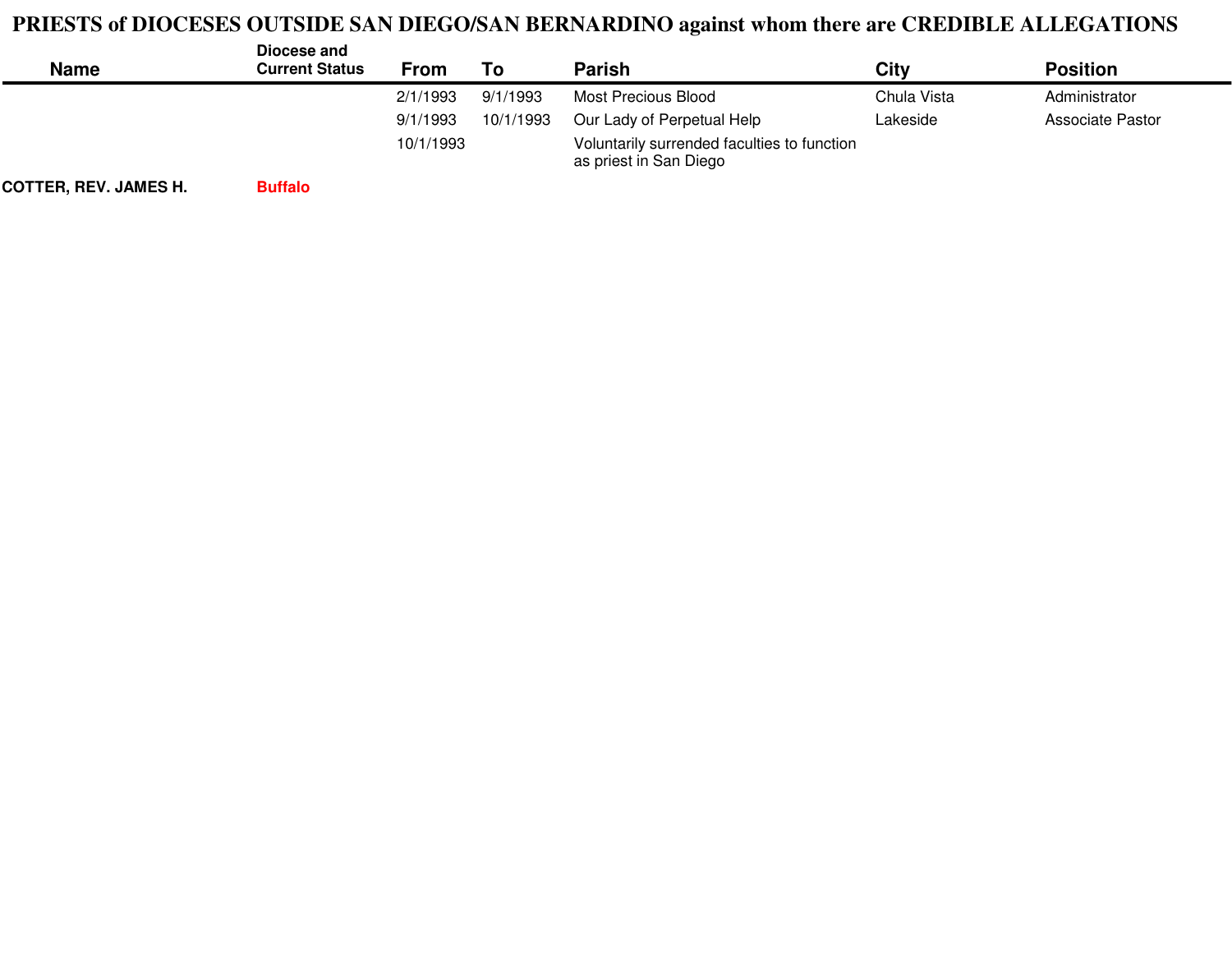# PRIESTS of DIOCESES OUTSIDE SAN DIEGO/SAN BERNARDINO against whom there are CREDIBLE ALLEGATIONS

| Name | Diocese and Current Status | From | To | Parish | City | Position |
|---|---|---|---|---|---|---|
| | | 2/1/1993 | 9/1/1993 | Most Precious Blood | Chula Vista | Administrator |
| | | 9/1/1993 | 10/1/1993 | Our Lady of Perpetual Help | Lakeside | Associate Pastor |
| | | 10/1/1993 | | Voluntarily surrended faculties to function as priest in San Diego | | |
| **COTTER, REV. JAMES H.** | **Buffalo** | | | | | |